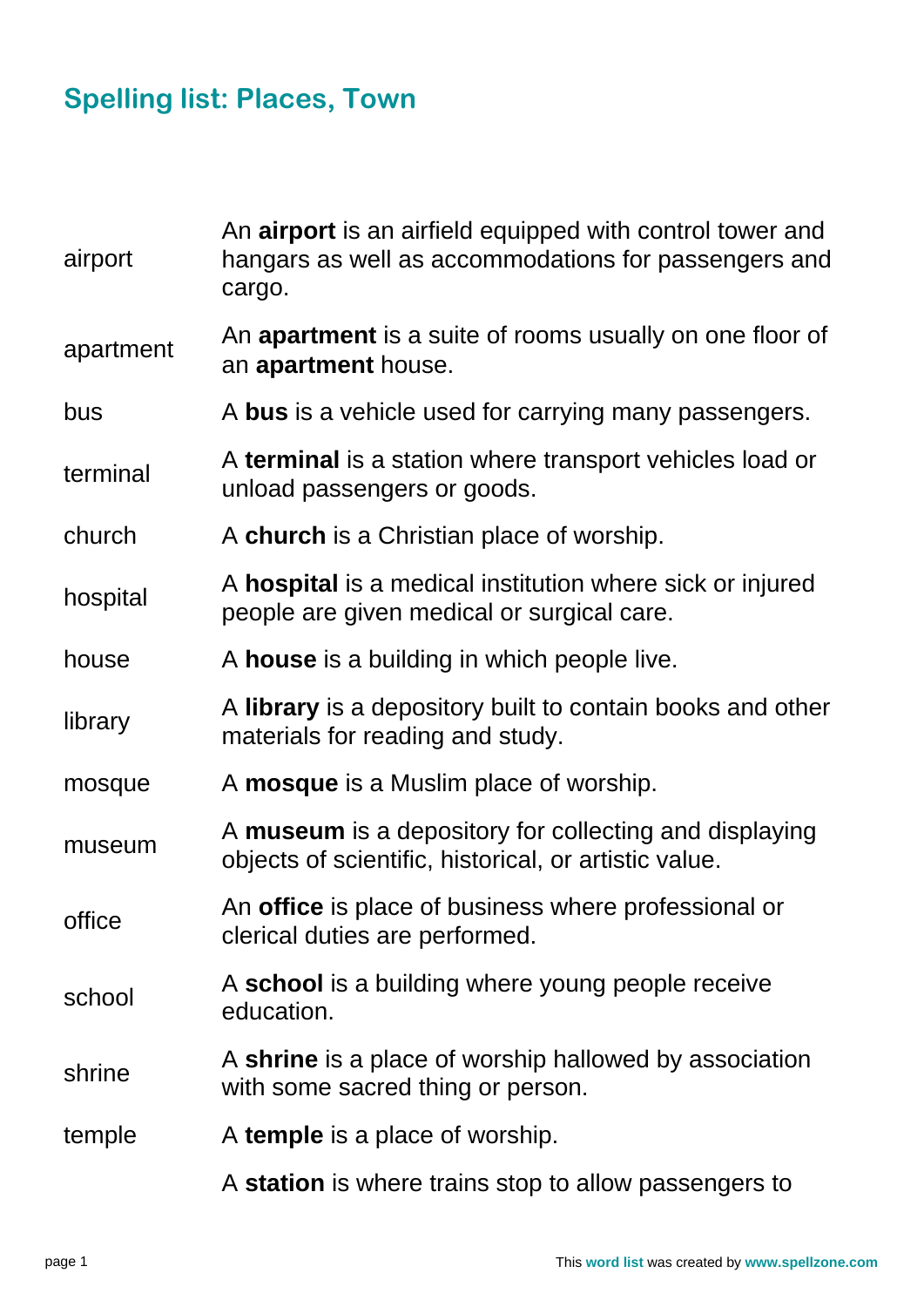## Spelling list: Places, Town

| | |
|---|---|
| airport | An **airport** is an airfield equipped with control tower and hangars as well as accommodations for passengers and cargo. |
| apartment | An **apartment** is a suite of rooms usually on one floor of an **apartment** house. |
| bus | A **bus** is a vehicle used for carrying many passengers. |
| terminal | A **terminal** is a station where transport vehicles load or unload passengers or goods. |
| church | A **church** is a Christian place of worship. |
| hospital | A **hospital** is a medical institution where sick or injured people are given medical or surgical care. |
| house | A **house** is a building in which people live. |
| library | A **library** is a depository built to contain books and other materials for reading and study. |
| mosque | A **mosque** is a Muslim place of worship. |
| museum | A **museum** is a depository for collecting and displaying objects of scientific, historical, or artistic value. |
| office | An **office** is place of business where professional or clerical duties are performed. |
| school | A **school** is a building where young people receive education. |
| shrine | A **shrine** is a place of worship hallowed by association with some sacred thing or person. |
| temple | A **temple** is a place of worship. |
| | A **station** is where trains stop to allow passengers to |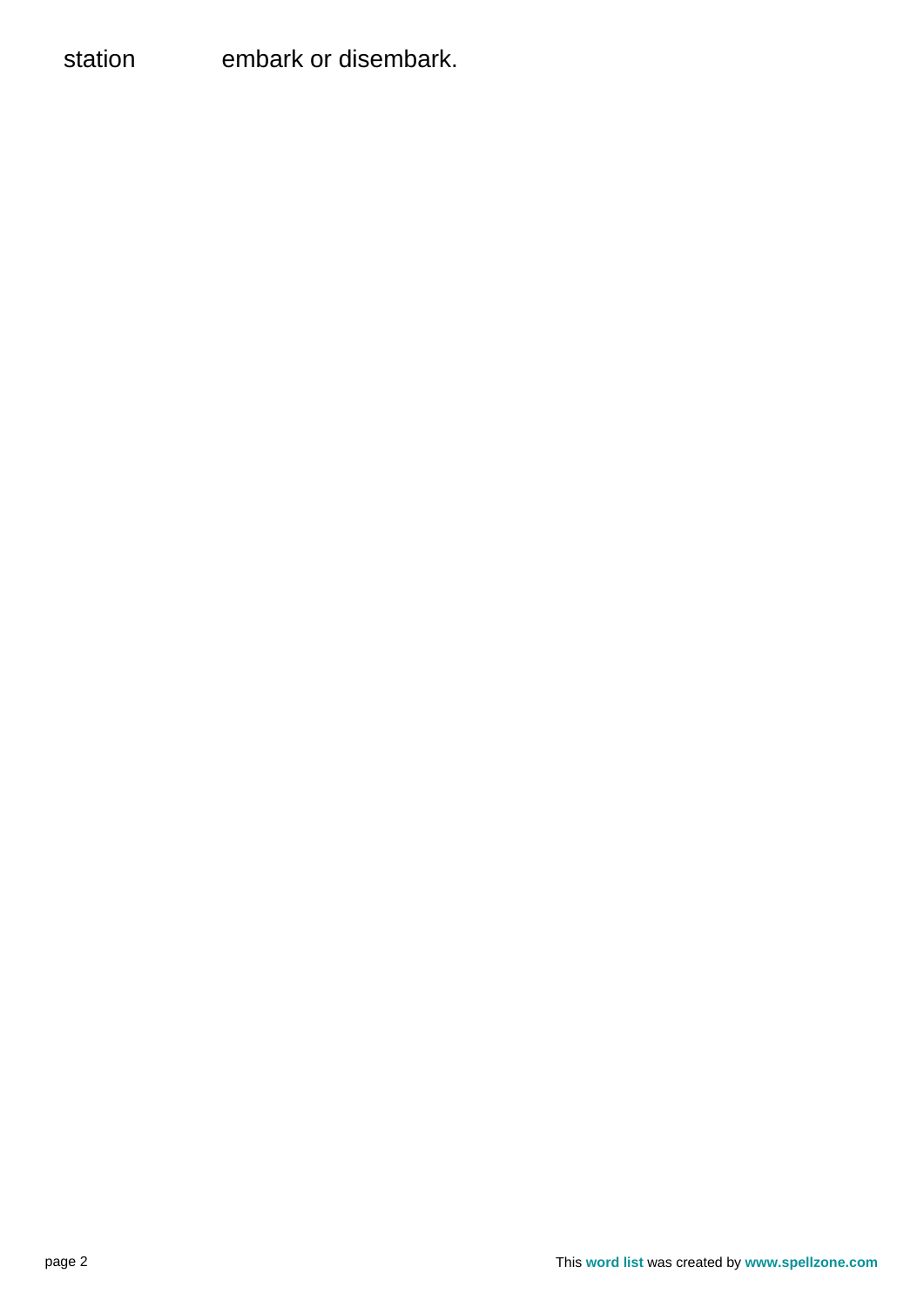| | |
|---|---|
| station | embark or disembark. |